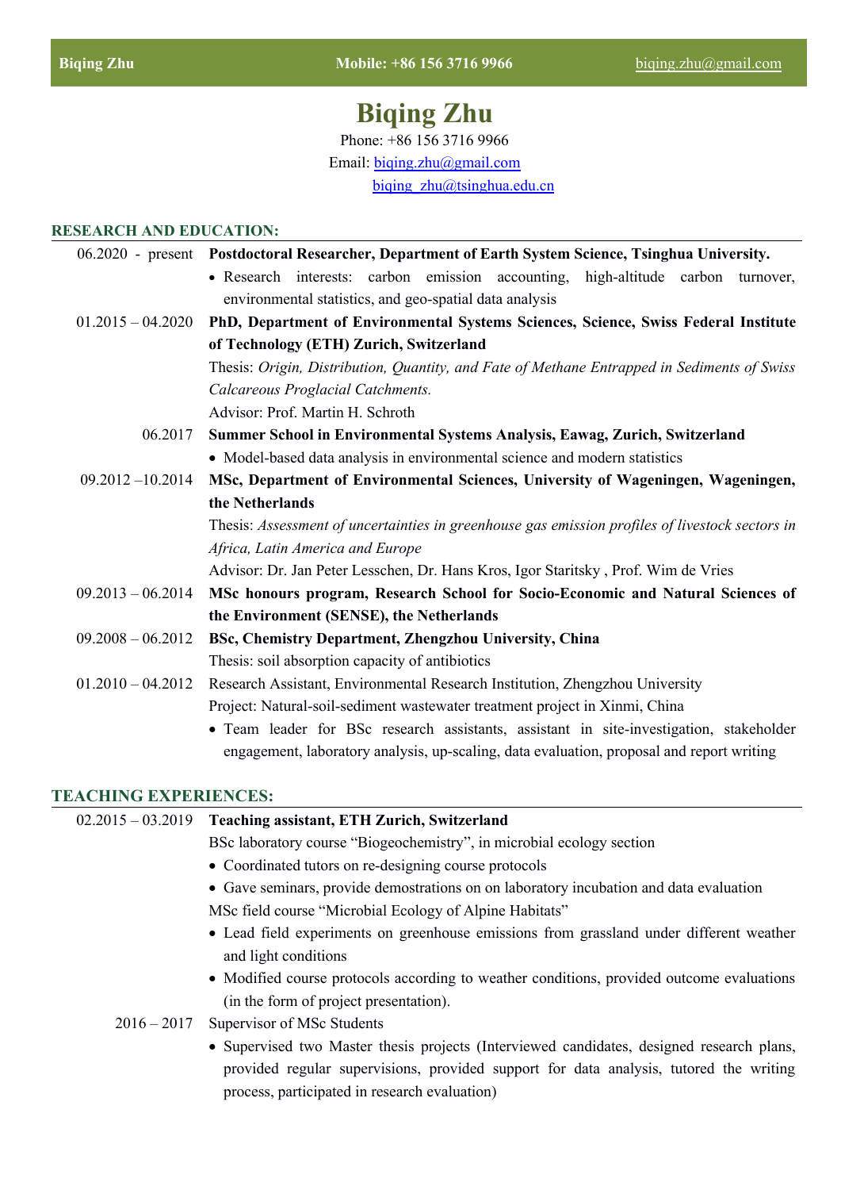# Biqing Zhu

Phone: +86 156 3716 9966

Email: biqing.zhu@gmail.com

biqing_zhu@tsinghua.edu.cn

## RESEARCH AND EDUCATION:

06.2020 - present **Postdoctoral Researcher, Department of Earth System Science, Tsinghua University.**

- Research interests: carbon emission accounting, high-altitude carbon turnover, environmental statistics, and geo-spatial data analysis

01.2015 – 04.2020 **PhD, Department of Environmental Systems Sciences, Science, Swiss Federal Institute of Technology (ETH) Zurich, Switzerland**

Thesis: *Origin, Distribution, Quantity, and Fate of Methane Entrapped in Sediments of Swiss Calcareous Proglacial Catchments.*

Advisor: Prof. Martin H. Schroth

06.2017 **Summer School in Environmental Systems Analysis, Eawag, Zurich, Switzerland**

- Model-based data analysis in environmental science and modern statistics

09.2012 –10.2014 **MSc, Department of Environmental Sciences, University of Wageningen, Wageningen, the Netherlands**

Thesis: *Assessment of uncertainties in greenhouse gas emission profiles of livestock sectors in Africa, Latin America and Europe*

Advisor: Dr. Jan Peter Lesschen, Dr. Hans Kros, Igor Staritsky , Prof. Wim de Vries

09.2013 – 06.2014 **MSc honours program, Research School for Socio-Economic and Natural Sciences of the Environment (SENSE), the Netherlands**

09.2008 – 06.2012 **BSc, Chemistry Department, Zhengzhou University, China**

Thesis: soil absorption capacity of antibiotics

01.2010 – 04.2012 Research Assistant, Environmental Research Institution, Zhengzhou University

Project: Natural-soil-sediment wastewater treatment project in Xinmi, China

- Team leader for BSc research assistants, assistant in site-investigation, stakeholder engagement, laboratory analysis, up-scaling, data evaluation, proposal and report writing

## TEACHING EXPERIENCES:

02.2015 – 03.2019 **Teaching assistant, ETH Zurich, Switzerland**

BSc laboratory course "Biogeochemistry", in microbial ecology section

- Coordinated tutors on re-designing course protocols
- Gave seminars, provide demostrations on on laboratory incubation and data evaluation

MSc field course "Microbial Ecology of Alpine Habitats"

- Lead field experiments on greenhouse emissions from grassland under different weather and light conditions
- Modified course protocols according to weather conditions, provided outcome evaluations (in the form of project presentation).

2016 – 2017 Supervisor of MSc Students

- Supervised two Master thesis projects (Interviewed candidates, designed research plans, provided regular supervisions, provided support for data analysis, tutored the writing process, participated in research evaluation)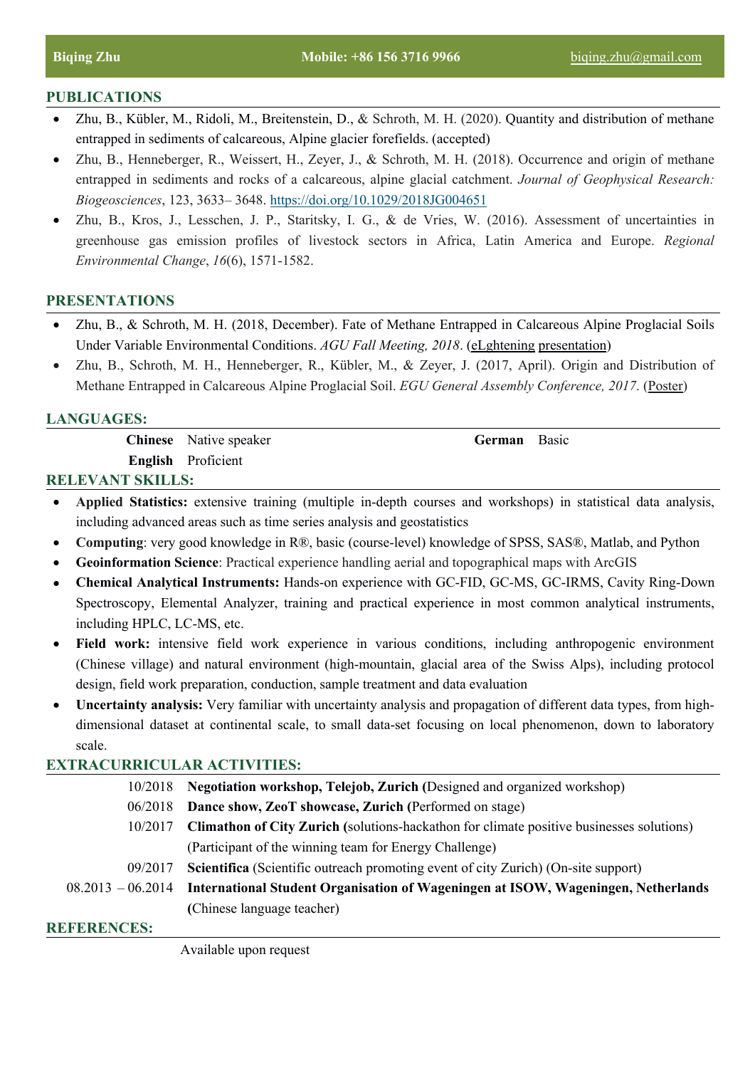Biqing Zhu | Mobile: +86 156 3716 9966 | biqing.zhu@gmail.com

## PUBLICATIONS

- Zhu, B., Kübler, M., Ridoli, M., Breitenstein, D., & Schroth, M. H. (2020). Quantity and distribution of methane entrapped in sediments of calcareous, Alpine glacier forefields. (accepted)
- Zhu, B., Henneberger, R., Weissert, H., Zeyer, J., & Schroth, M. H. (2018). Occurrence and origin of methane entrapped in sediments and rocks of a calcareous, alpine glacial catchment. *Journal of Geophysical Research: Biogeosciences*, 123, 3633– 3648. https://doi.org/10.1029/2018JG004651
- Zhu, B., Kros, J., Lesschen, J. P., Staritsky, I. G., & de Vries, W. (2016). Assessment of uncertainties in greenhouse gas emission profiles of livestock sectors in Africa, Latin America and Europe. *Regional Environmental Change*, *16*(6), 1571-1582.

## PRESENTATIONS

- Zhu, B., & Schroth, M. H. (2018, December). Fate of Methane Entrapped in Calcareous Alpine Proglacial Soils Under Variable Environmental Conditions. *AGU Fall Meeting, 2018*. (eLghtening presentation)
- Zhu, B., Schroth, M. H., Henneberger, R., Kübler, M., & Zeyer, J. (2017, April). Origin and Distribution of Methane Entrapped in Calcareous Alpine Proglacial Soil. *EGU General Assembly Conference, 2017*. (Poster)

## LANGUAGES:

| | | | |
|---|---|---|---|
| **Chinese** | Native speaker | **German** | Basic |
| **English** | Proficient | | |

## RELEVANT SKILLS:

- **Applied Statistics:** extensive training (multiple in-depth courses and workshops) in statistical data analysis, including advanced areas such as time series analysis and geostatistics
- **Computing**: very good knowledge in R®, basic (course-level) knowledge of SPSS, SAS®, Matlab, and Python
- **Geoinformation Science**: Practical experience handling aerial and topographical maps with ArcGIS
- **Chemical Analytical Instruments:** Hands-on experience with GC-FID, GC-MS, GC-IRMS, Cavity Ring-Down Spectroscopy, Elemental Analyzer, training and practical experience in most common analytical instruments, including HPLC, LC-MS, etc.
- **Field work:** intensive field work experience in various conditions, including anthropogenic environment (Chinese village) and natural environment (high-mountain, glacial area of the Swiss Alps), including protocol design, field work preparation, conduction, sample treatment and data evaluation
- **Uncertainty analysis:** Very familiar with uncertainty analysis and propagation of different data types, from high-dimensional dataset at continental scale, to small data-set focusing on local phenomenon, down to laboratory scale.

## EXTRACURRICULAR ACTIVITIES:

| | |
|---|---|
| 10/2018 | **Negotiation workshop, Telejob, Zurich (**Designed and organized workshop) |
| 06/2018 | **Dance show, ZeoT showcase, Zurich (**Performed on stage) |
| 10/2017 | **Climathon of City Zurich (**solutions-hackathon for climate positive businesses solutions) (Participant of the winning team for Energy Challenge) |
| 09/2017 | **Scientifica** (Scientific outreach promoting event of city Zurich) (On-site support) |
| 08.2013 – 06.2014 | **International Student Organisation of Wageningen at ISOW, Wageningen, Netherlands (**Chinese language teacher) |

## REFERENCES:

Available upon request